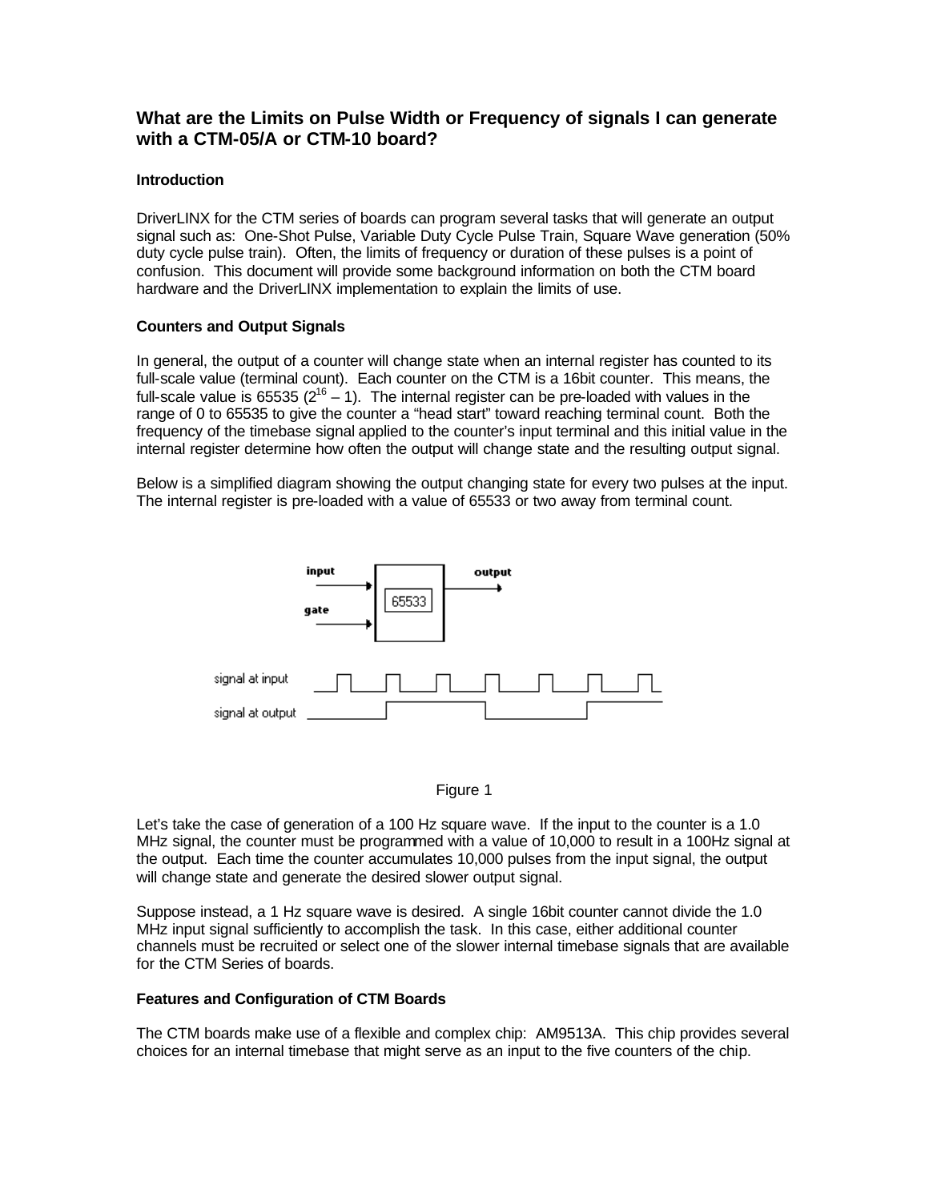## What are the Limits on Pulse Width or Frequency of signals I can generate with a CTM-05/A or CTM-10 board?

### Introduction

DriverLINX for the CTM series of boards can program several tasks that will generate an output signal such as: One-Shot Pulse, Variable Duty Cycle Pulse Train, Square Wave generation (50% duty cycle pulse train). Often, the limits of frequency or duration of these pulses is a point of confusion. This document will provide some background information on both the CTM board hardware and the DriverLINX implementation to explain the limits of use.

### Counters and Output Signals

In general, the output of a counter will change state when an internal register has counted to its full-scale value (terminal count). Each counter on the CTM is a 16bit counter. This means, the full-scale value is 65535 ($2^{16} - 1$). The internal register can be pre-loaded with values in the range of 0 to 65535 to give the counter a "head start" toward reaching terminal count. Both the frequency of the timebase signal applied to the counter's input terminal and this initial value in the internal register determine how often the output will change state and the resulting output signal.

Below is a simplified diagram showing the output changing state for every two pulses at the input. The internal register is pre-loaded with a value of 65533 or two away from terminal count.

Figure 1

Let's take the case of generation of a 100 Hz square wave. If the input to the counter is a 1.0 MHz signal, the counter must be programmed with a value of 10,000 to result in a 100Hz signal at the output. Each time the counter accumulates 10,000 pulses from the input signal, the output will change state and generate the desired slower output signal.

Suppose instead, a 1 Hz square wave is desired. A single 16bit counter cannot divide the 1.0 MHz input signal sufficiently to accomplish the task. In this case, either additional counter channels must be recruited or select one of the slower internal timebase signals that are available for the CTM Series of boards.

### Features and Configuration of CTM Boards

The CTM boards make use of a flexible and complex chip: AM9513A. This chip provides several choices for an internal timebase that might serve as an input to the five counters of the chip.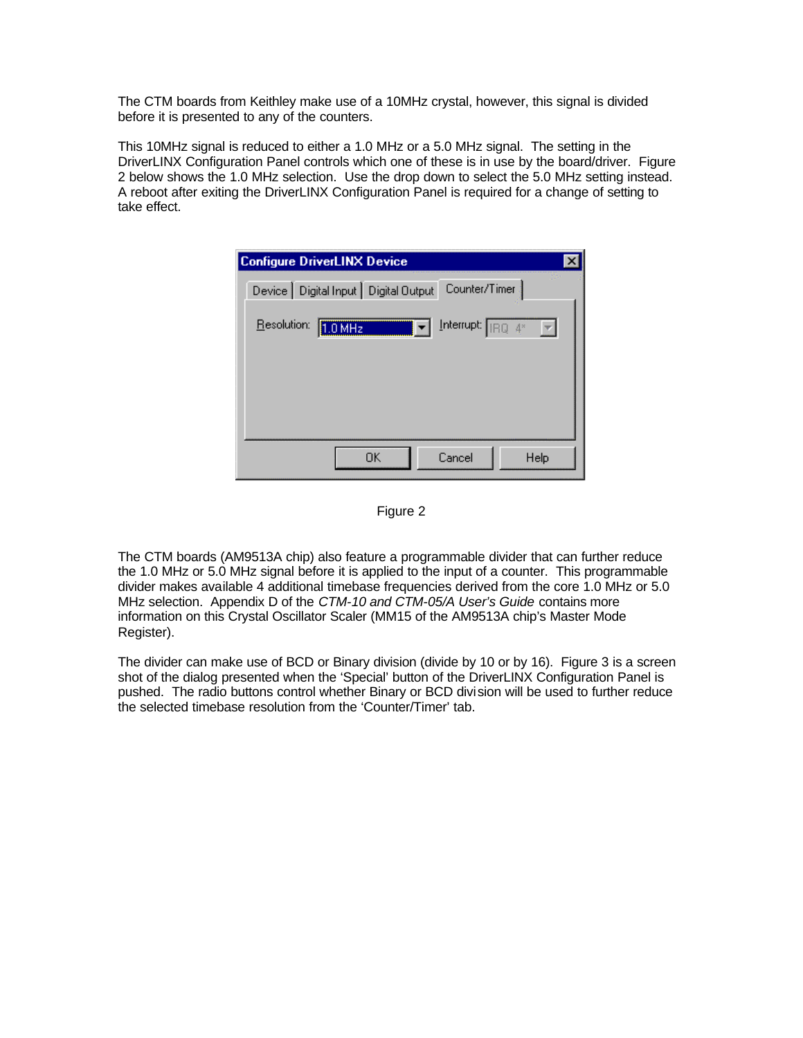The CTM boards from Keithley make use of a 10MHz crystal, however, this signal is divided before it is presented to any of the counters.

This 10MHz signal is reduced to either a 1.0 MHz or a 5.0 MHz signal. The setting in the DriverLINX Configuration Panel controls which one of these is in use by the board/driver. Figure 2 below shows the 1.0 MHz selection. Use the drop down to select the 5.0 MHz setting instead. A reboot after exiting the DriverLINX Configuration Panel is required for a change of setting to take effect.

Figure 2

The CTM boards (AM9513A chip) also feature a programmable divider that can further reduce the 1.0 MHz or 5.0 MHz signal before it is applied to the input of a counter. This programmable divider makes available 4 additional timebase frequencies derived from the core 1.0 MHz or 5.0 MHz selection. Appendix D of the *CTM-10 and CTM-05/A User's Guide* contains more information on this Crystal Oscillator Scaler (MM15 of the AM9513A chip's Master Mode Register).

The divider can make use of BCD or Binary division (divide by 10 or by 16). Figure 3 is a screen shot of the dialog presented when the 'Special' button of the DriverLINX Configuration Panel is pushed. The radio buttons control whether Binary or BCD division will be used to further reduce the selected timebase resolution from the 'Counter/Timer' tab.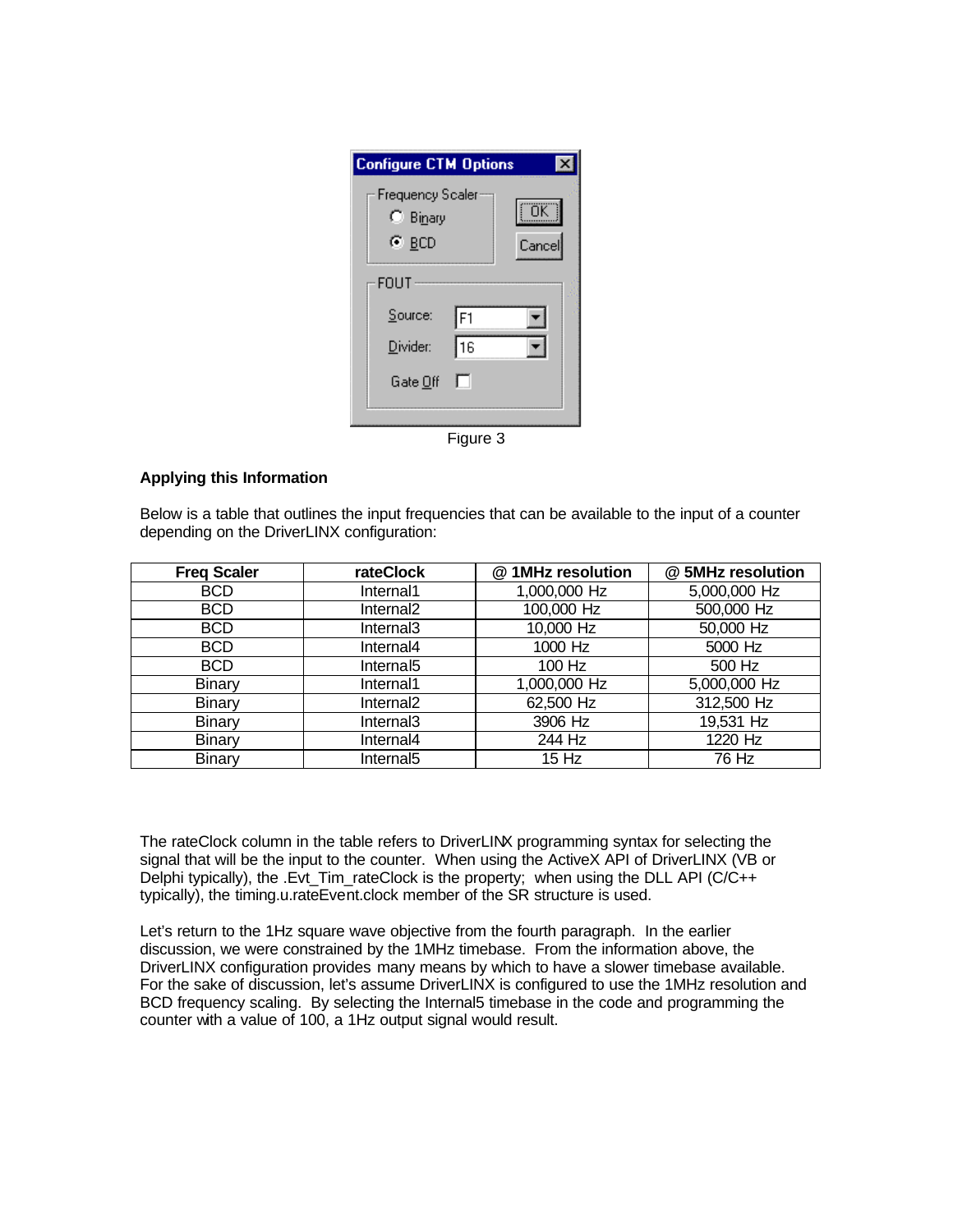Figure 3

### Applying this Information

Below is a table that outlines the input frequencies that can be available to the input of a counter depending on the DriverLINX configuration:

| Freq Scaler | rateClock | @ 1MHz resolution | @ 5MHz resolution |
|---|---|---|---|
| BCD | Internal1 | 1,000,000 Hz | 5,000,000 Hz |
| BCD | Internal2 | 100,000 Hz | 500,000 Hz |
| BCD | Internal3 | 10,000 Hz | 50,000 Hz |
| BCD | Internal4 | 1000 Hz | 5000 Hz |
| BCD | Internal5 | 100 Hz | 500 Hz |
| Binary | Internal1 | 1,000,000 Hz | 5,000,000 Hz |
| Binary | Internal2 | 62,500 Hz | 312,500 Hz |
| Binary | Internal3 | 3906 Hz | 19,531 Hz |
| Binary | Internal4 | 244 Hz | 1220 Hz |
| Binary | Internal5 | 15 Hz | 76 Hz |

The rateClock column in the table refers to DriverLINX programming syntax for selecting the signal that will be the input to the counter. When using the ActiveX API of DriverLINX (VB or Delphi typically), the .Evt_Tim_rateClock is the property; when using the DLL API (C/C++ typically), the timing.u.rateEvent.clock member of the SR structure is used.

Let's return to the 1Hz square wave objective from the fourth paragraph. In the earlier discussion, we were constrained by the 1MHz timebase. From the information above, the DriverLINX configuration provides many means by which to have a slower timebase available. For the sake of discussion, let's assume DriverLINX is configured to use the 1MHz resolution and BCD frequency scaling. By selecting the Internal5 timebase in the code and programming the counter with a value of 100, a 1Hz output signal would result.